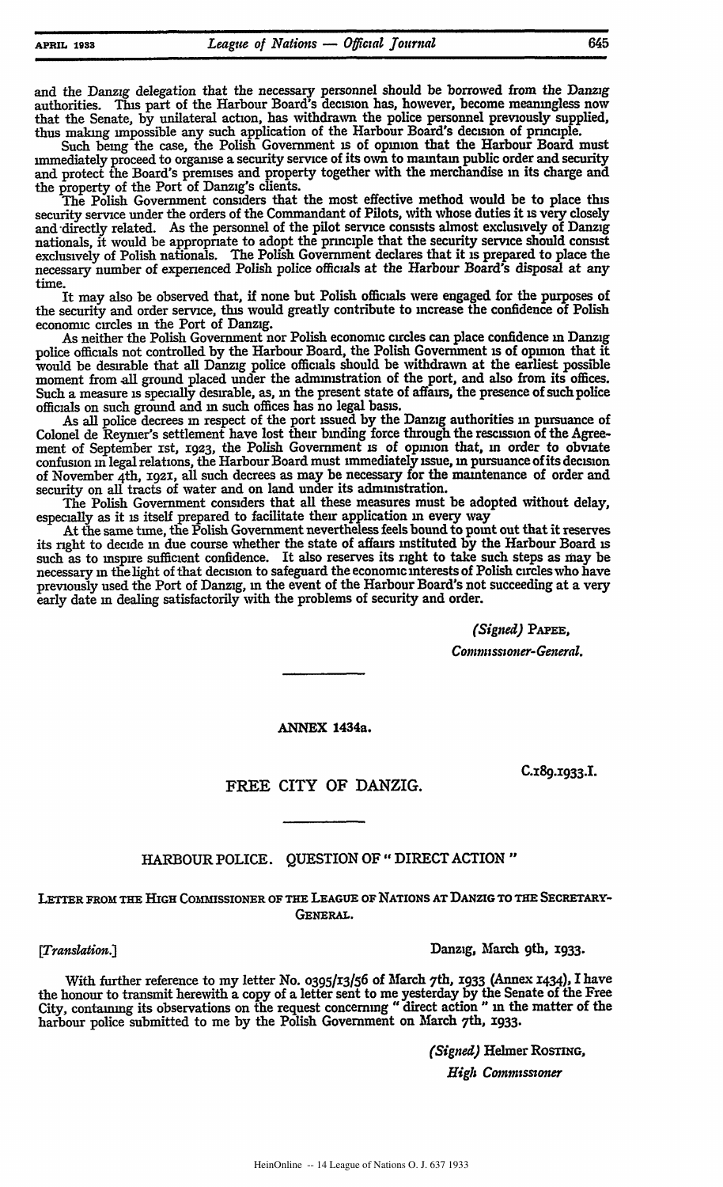and the Danzig delegation that the necessary personnel should be borrowed from the Danzig authorities. This part of the Harbour Board's decision has, however, become meaningless now that the Senate, by unilateral action, has withdrawn the police personnel previously supplied, thus making impossible any such application of the Harbour Board's decision of principle.

Such being the case, the Polish Government is of opinion that the Harbour Board must immediately proceed to organise a security service of its own to maintain public order and security and protect the Board's premises and property together with the merchandise in its charge and the property of the Port of Danzig's clients.

The Polish Government considers that the most effective method would be to place this security service under the orders of the Commandant of Pilots, with whose duties it is very closely and directly related. As the personnel of the pilot service consists almost exclusively of Danzig nationals, it would be appropriate to adopt the principle that the security service should consist exclusively of Polish nationals. The Polish Government declares that it is prepared to place the necessary number of experienced Polish police officials at the Harbour Board's disposal at any time.

It may also be observed that, if none but Polish officials were engaged for the purposes of the security and order service, this would greatly contribute to increase the confidence of Polish economic circles in the Port of Danzig.

As neither the Polish Government nor Polish economic circles can place confidence in Danzig police officials not controlled by the Harbour Board, the Polish Government is of opinion that it would be desirable that all Danzig police officials should be withdrawn at the earliest possible moment from all ground placed under the administration of the port, and also from its offices. Such a measure is specially desirable, as, in the present state of affairs, the presence of such police officials on such ground and in such offices has no legal basis.

As all police decrees in respect of the port issued by the Danzig authorities in pursuance of Colonel de Reynier's settlement have lost their binding force through the rescission of the Agreement of September 1st, 1923, the Polish Government is of opinion that, in order to obviate confusion in legal relations, the Harbour Board must immediately issue, in pursuance of its decision of November 4th, 1921, all such decrees as may be necessary for the maintenance of order and security on all tracts of water and on land under its administration.

The Polish Government considers that all these measures must be adopted without delay, especially as it is itself prepared to facilitate their application in every way

At the same time, the Polish Government nevertheless feels bound to point out that it reserves its right to decide in due course whether the state of affairs instituted by the Harbour Board is such as to inspire sufficient confidence. It also reserves its right to take such steps as may be necessary in the light of that decision to safeguard the economic interests of Polish circles who have previously used the Port of Danzig, in the event of the Harbour Board's not succeeding at a very early date in dealing satisfactorily with the problems of security and order.

*(Signed)* PAPEE,

*Commissioner-General.*

---

**ANNEX 1434a.**

C.189.1933.I.

## FREE CITY OF DANZIG.

---

### HARBOUR POLICE. QUESTION OF " DIRECT ACTION "

LETTER FROM THE HIGH COMMISSIONER OF THE LEAGUE OF NATIONS AT DANZIG TO THE SECRETARY-GENERAL.

*[Translation.]*

Danzig, March 9th, 1933.

With further reference to my letter No. 0395/13/56 of March 7th, 1933 (Annex 1434), I have the honour to transmit herewith a copy of a letter sent to me yesterday by the Senate of the Free City, containing its observations on the request concerning " direct action " in the matter of the harbour police submitted to me by the Polish Government on March 7th, 1933.

*(Signed)* Helmer ROSTING,

*High Commissioner*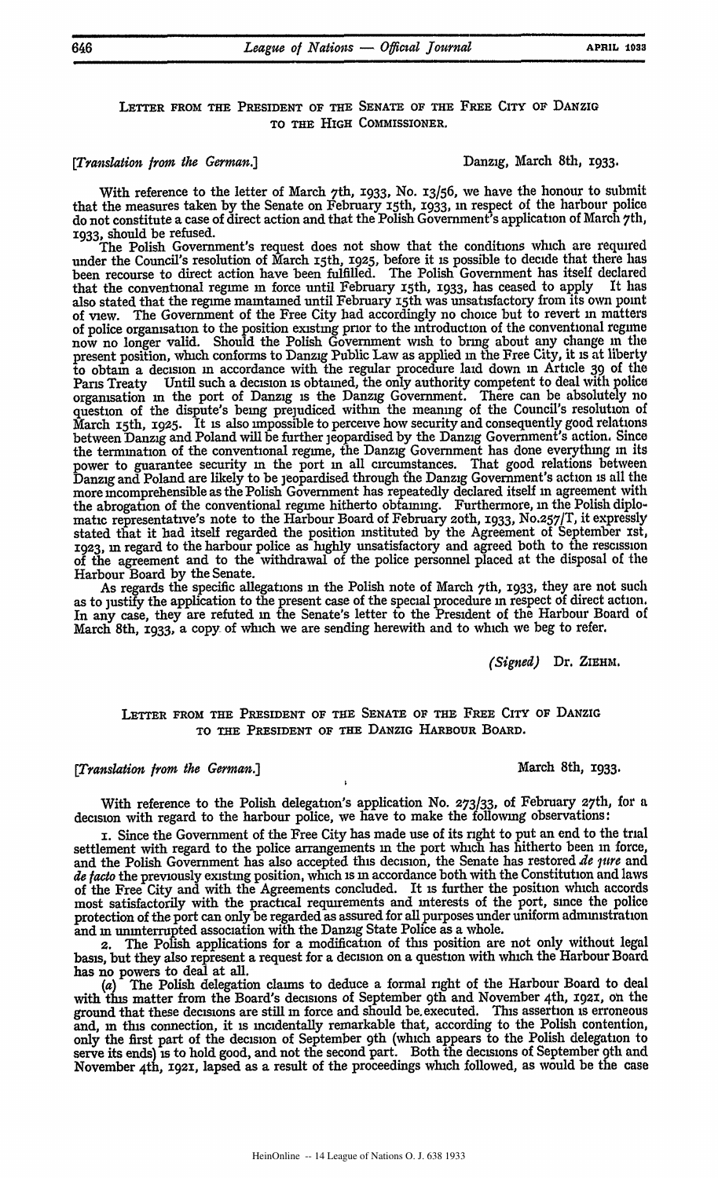LETTER FROM THE PRESIDENT OF THE SENATE OF THE FREE CITY OF DANZIG TO THE HIGH COMMISSIONER.

*[Translation from the German.]* Danzig, March 8th, 1933.

With reference to the letter of March 7th, 1933, No. 13/56, we have the honour to submit that the measures taken by the Senate on February 15th, 1933, in respect of the harbour police do not constitute a case of direct action and that the Polish Government's application of March 7th, 1933, should be refused.

The Polish Government's request does not show that the conditions which are required under the Council's resolution of March 15th, 1925, before it is possible to decide that there has been recourse to direct action have been fulfilled. The Polish Government has itself declared that the conventional regime in force until February 15th, 1933, has ceased to apply. It has also stated that the regime maintained until February 15th was unsatisfactory from its own point of view. The Government of the Free City had accordingly no choice but to revert in matters of police organisation to the position existing prior to the introduction of the conventional regime now no longer valid. Should the Polish Government wish to bring about any change in the present position, which conforms to Danzig Public Law as applied in the Free City, it is at liberty to obtain a decision in accordance with the regular procedure laid down in Article 39 of the Paris Treaty. Until such a decision is obtained, the only authority competent to deal with police organisation in the port of Danzig is the Danzig Government. There can be absolutely no question of the dispute's being prejudiced within the meaning of the Council's resolution of March 15th, 1925. It is also impossible to perceive how security and consequently good relations between Danzig and Poland will be further jeopardised by the Danzig Government's action. Since the termination of the conventional regime, the Danzig Government has done everything in its power to guarantee security in the port in all circumstances. That good relations between Danzig and Poland are likely to be jeopardised through the Danzig Government's action is all the more incomprehensible as the Polish Government has repeatedly declared itself in agreement with the abrogation of the conventional regime hitherto obtaining. Furthermore, in the Polish diplomatic representative's note to the Harbour Board of February 20th, 1933, No.257/T, it expressly stated that it had itself regarded the position instituted by the Agreement of September 1st, 1923, in regard to the harbour police as highly unsatisfactory and agreed both to the rescission of the agreement and to the withdrawal of the police personnel placed at the disposal of the Harbour Board by the Senate.

As regards the specific allegations in the Polish note of March 7th, 1933, they are not such as to justify the application to the present case of the special procedure in respect of direct action. In any case, they are refuted in the Senate's letter to the President of the Harbour Board of March 8th, 1933, a copy of which we are sending herewith and to which we beg to refer.

*(Signed)* Dr. ZIEHM.

LETTER FROM THE PRESIDENT OF THE SENATE OF THE FREE CITY OF DANZIG TO THE PRESIDENT OF THE DANZIG HARBOUR BOARD.

*[Translation from the German.]* March 8th, 1933.

With reference to the Polish delegation's application No. 273/33, of February 27th, for a decision with regard to the harbour police, we have to make the following observations:

1. Since the Government of the Free City has made use of its right to put an end to the trial settlement with regard to the police arrangements in the port which has hitherto been in force, and the Polish Government has also accepted this decision, the Senate has restored *de jure* and *de facto* the previously existing position, which is in accordance both with the Constitution and laws of the Free City and with the Agreements concluded. It is further the position which accords most satisfactorily with the practical requirements and interests of the port, since the police protection of the port can only be regarded as assured for all purposes under uniform administration and in uninterrupted association with the Danzig State Police as a whole.

2. The Polish applications for a modification of this position are not only without legal basis, but they also represent a request for a decision on a question with which the Harbour Board has no powers to deal at all.

(*a*) The Polish delegation claims to deduce a formal right of the Harbour Board to deal with this matter from the Board's decisions of September 9th and November 4th, 1921, on the ground that these decisions are still in force and should be executed. This assertion is erroneous and, in this connection, it is incidentally remarkable that, according to the Polish contention, only the first part of the decision of September 9th (which appears to the Polish delegation to serve its ends) is to hold good, and not the second part. Both the decisions of September 9th and November 4th, 1921, lapsed as a result of the proceedings which followed, as would be the case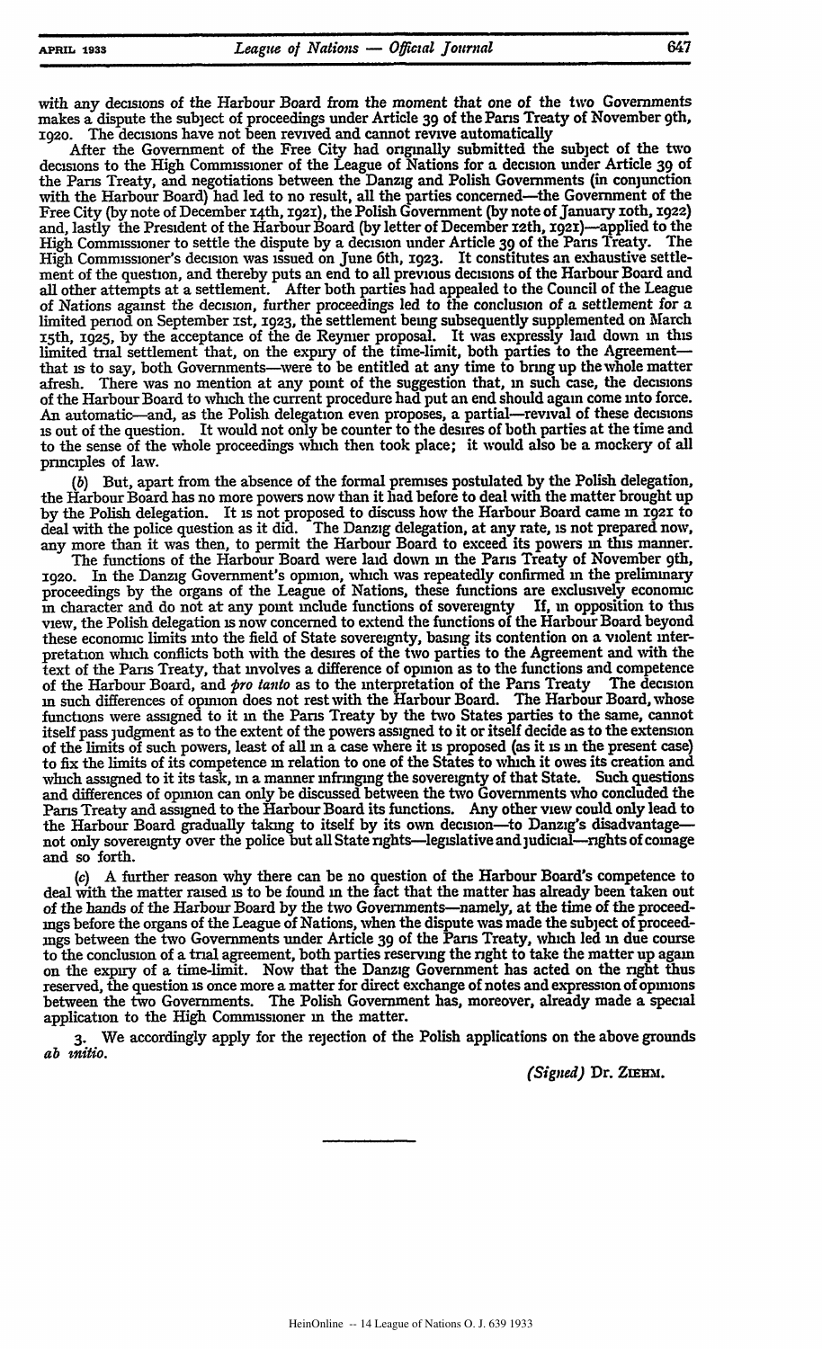with any decisions of the Harbour Board from the moment that one of the two Governments makes a dispute the subject of proceedings under Article 39 of the Paris Treaty of November 9th, 1920. The decisions have not been revived and cannot revive automatically

After the Government of the Free City had originally submitted the subject of the two decisions to the High Commissioner of the League of Nations for a decision under Article 39 of the Paris Treaty, and negotiations between the Danzig and Polish Governments (in conjunction with the Harbour Board) had led to no result, all the parties concerned—the Government of the Free City (by note of December 14th, 1921), the Polish Government (by note of January 10th, 1922) and, lastly the President of the Harbour Board (by letter of December 12th, 1921)—applied to the High Commissioner to settle the dispute by a decision under Article 39 of the Paris Treaty. The High Commissioner's decision was issued on June 6th, 1923. It constitutes an exhaustive settlement of the question, and thereby puts an end to all previous decisions of the Harbour Board and all other attempts at a settlement. After both parties had appealed to the Council of the League of Nations against the decision, further proceedings led to the conclusion of a settlement for a limited period on September 1st, 1923, the settlement being subsequently supplemented on March 15th, 1925, by the acceptance of the de Reynier proposal. It was expressly laid down in this limited trial settlement that, on the expiry of the time-limit, both parties to the Agreement—that is to say, both Governments—were to be entitled at any time to bring up the whole matter afresh. There was no mention at any point of the suggestion that, in such case, the decisions of the Harbour Board to which the current procedure had put an end should again come into force. An automatic—and, as the Polish delegation even proposes, a partial—revival of these decisions is out of the question. It would not only be counter to the desires of both parties at the time and to the sense of the whole proceedings which then took place; it would also be a mockery of all principles of law.

(*b*) But, apart from the absence of the formal premises postulated by the Polish delegation, the Harbour Board has no more powers now than it had before to deal with the matter brought up by the Polish delegation. It is not proposed to discuss how the Harbour Board came in 1921 to deal with the police question as it did. The Danzig delegation, at any rate, is not prepared now, any more than it was then, to permit the Harbour Board to exceed its powers in this manner.

The functions of the Harbour Board were laid down in the Paris Treaty of November 9th, 1920. In the Danzig Government's opinion, which was repeatedly confirmed in the preliminary proceedings by the organs of the League of Nations, these functions are exclusively economic in character and do not at any point include functions of sovereignty If, in opposition to this view, the Polish delegation is now concerned to extend the functions of the Harbour Board beyond these economic limits into the field of State sovereignty, basing its contention on a violent interpretation which conflicts both with the desires of the two parties to the Agreement and with the text of the Paris Treaty, that involves a difference of opinion as to the functions and competence of the Harbour Board, and *pro tanto* as to the interpretation of the Paris Treaty The decision in such differences of opinion does not rest with the Harbour Board. The Harbour Board, whose functions were assigned to it in the Paris Treaty by the two States parties to the same, cannot itself pass judgment as to the extent of the powers assigned to it or itself decide as to the extension of the limits of such powers, least of all in a case where it is proposed (as it is in the present case) to fix the limits of its competence in relation to one of the States to which it owes its creation and which assigned to it its task, in a manner infringing the sovereignty of that State. Such questions and differences of opinion can only be discussed between the two Governments who concluded the Paris Treaty and assigned to the Harbour Board its functions. Any other view could only lead to the Harbour Board gradually taking to itself by its own decision—to Danzig's disadvantage—not only sovereignty over the police but all State rights—legislative and judicial—rights of coinage and so forth.

(*c*) A further reason why there can be no question of the Harbour Board's competence to deal with the matter raised is to be found in the fact that the matter has already been taken out of the hands of the Harbour Board by the two Governments—namely, at the time of the proceedings before the organs of the League of Nations, when the dispute was made the subject of proceedings between the two Governments under Article 39 of the Paris Treaty, which led in due course to the conclusion of a trial agreement, both parties reserving the right to take the matter up again on the expiry of a time-limit. Now that the Danzig Government has acted on the right thus reserved, the question is once more a matter for direct exchange of notes and expression of opinions between the two Governments. The Polish Government has, moreover, already made a special application to the High Commissioner in the matter.

3. We accordingly apply for the rejection of the Polish applications on the above grounds *ab initio*.

(*Signed*) Dr. ZIEHM.